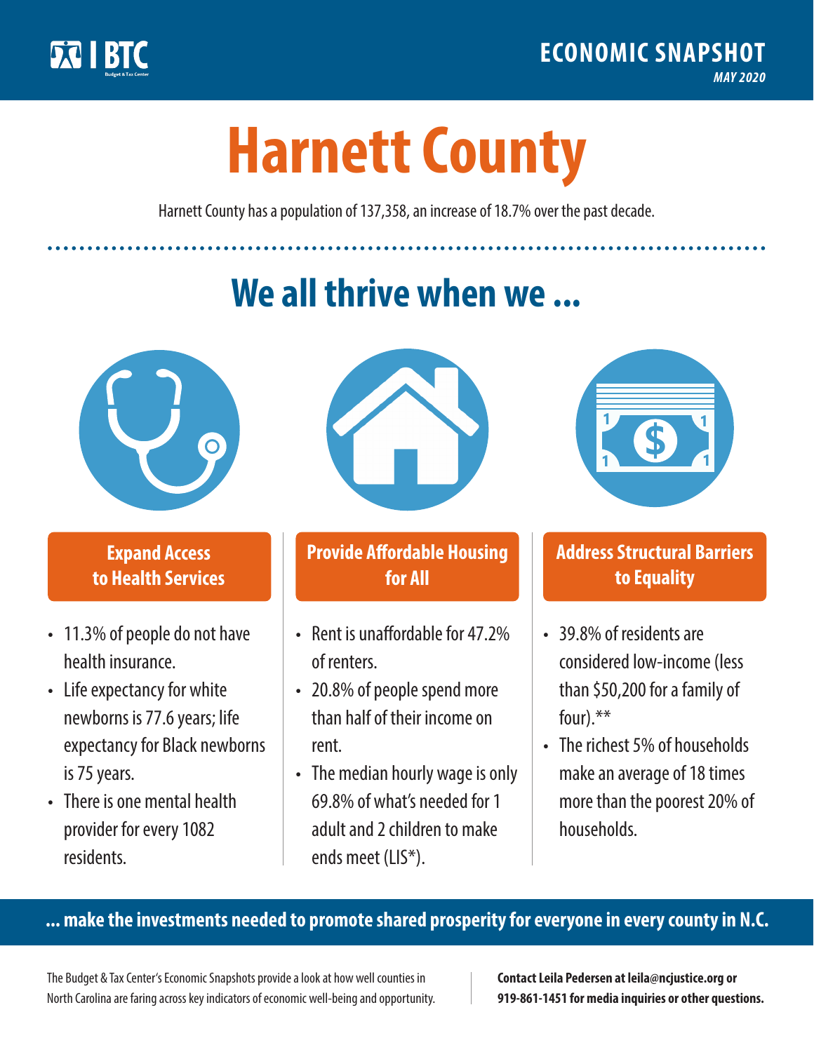BTC Budget & Tax Center

**ECONOMIC SNAPSHOT**
*MAY 2020*

# Harnett County

Harnett County has a population of 137,358, an increase of 18.7% over the past decade.

## We all thrive when we ...

### Expand Access to Health Services

- 11.3% of people do not have health insurance.
- Life expectancy for white newborns is 77.6 years; life expectancy for Black newborns is 75 years.
- There is one mental health provider for every 1082 residents.

### Provide Affordable Housing for All

- Rent is unaffordable for 47.2% of renters.
- 20.8% of people spend more than half of their income on rent.
- The median hourly wage is only 69.8% of what's needed for 1 adult and 2 children to make ends meet (LIS*).

### Address Structural Barriers to Equality

- 39.8% of residents are considered low-income (less than $50,200 for a family of four).**
- The richest 5% of households make an average of 18 times more than the poorest 20% of households.

**... make the investments needed to promote shared prosperity for everyone in every county in N.C.**

The Budget & Tax Center's Economic Snapshots provide a look at how well counties in North Carolina are faring across key indicators of economic well-being and opportunity.

**Contact Leila Pedersen at leila@ncjustice.org or 919-861-1451 for media inquiries or other questions.**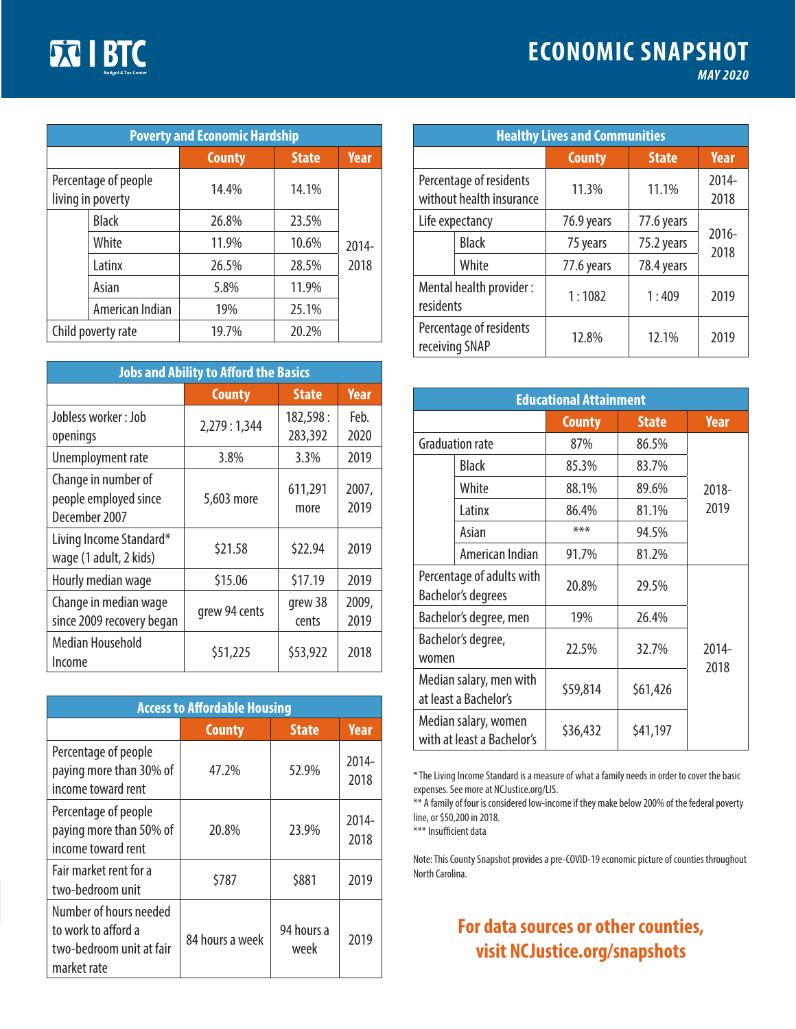BTC Budget & Tax Center

# ECONOMIC SNAPSHOT

*MAY 2020*

## Poverty and Economic Hardship

| | | County | State | Year |
|---|---|---|---|---|
| Percentage of people living in poverty | | 14.4% | 14.1% | 2014-2018 |
| | Black | 26.8% | 23.5% | |
| | White | 11.9% | 10.6% | |
| | Latinx | 26.5% | 28.5% | |
| | Asian | 5.8% | 11.9% | |
| | American Indian | 19% | 25.1% | |
| Child poverty rate | | 19.7% | 20.2% | |

## Jobs and Ability to Afford the Basics

| | County | State | Year |
|---|---|---|---|
| Jobless worker : Job openings | 2,279 : 1,344 | 182,598 : 283,392 | Feb. 2020 |
| Unemployment rate | 3.8% | 3.3% | 2019 |
| Change in number of people employed since December 2007 | 5,603 more | 611,291 more | 2007, 2019 |
| Living Income Standard* wage (1 adult, 2 kids) | $21.58 | $22.94 | 2019 |
| Hourly median wage | $15.06 | $17.19 | 2019 |
| Change in median wage since 2009 recovery began | grew 94 cents | grew 38 cents | 2009, 2019 |
| Median Household Income | $51,225 | $53,922 | 2018 |

## Access to Affordable Housing

| | County | State | Year |
|---|---|---|---|
| Percentage of people paying more than 30% of income toward rent | 47.2% | 52.9% | 2014-2018 |
| Percentage of people paying more than 50% of income toward rent | 20.8% | 23.9% | 2014-2018 |
| Fair market rent for a two-bedroom unit | $787 | $881 | 2019 |
| Number of hours needed to work to afford a two-bedroom unit at fair market rate | 84 hours a week | 94 hours a week | 2019 |

## Healthy Lives and Communities

| | | County | State | Year |
|---|---|---|---|---|
| Percentage of residents without health insurance | | 11.3% | 11.1% | 2014-2018 |
| Life expectancy | | 76.9 years | 77.6 years | 2016-2018 |
| | Black | 75 years | 75.2 years | |
| | White | 77.6 years | 78.4 years | |
| Mental health provider : residents | | 1 : 1082 | 1 : 409 | 2019 |
| Percentage of residents receiving SNAP | | 12.8% | 12.1% | 2019 |

## Educational Attainment

| | | County | State | Year |
|---|---|---|---|---|
| Graduation rate | | 87% | 86.5% | 2018-2019 |
| | Black | 85.3% | 83.7% | |
| | White | 88.1% | 89.6% | |
| | Latinx | 86.4% | 81.1% | |
| | Asian | *** | 94.5% | |
| | American Indian | 91.7% | 81.2% | |
| Percentage of adults with Bachelor's degrees | | 20.8% | 29.5% | 2014-2018 |
| Bachelor's degree, men | | 19% | 26.4% | |
| Bachelor's degree, women | | 22.5% | 32.7% | |
| Median salary, men with at least a Bachelor's | | $59,814 | $61,426 | |
| Median salary, women with at least a Bachelor's | | $36,432 | $41,197 | |

* The Living Income Standard is a measure of what a family needs in order to cover the basic expenses. See more at NCJustice.org/LIS.

** A family of four is considered low-income if they make below 200% of the federal poverty line, or $50,200 in 2018.

*** Insufficient data

Note: This County Snapshot provides a pre-COVID-19 economic picture of counties throughout North Carolina.

**For data sources or other counties, visit NCJustice.org/snapshots**